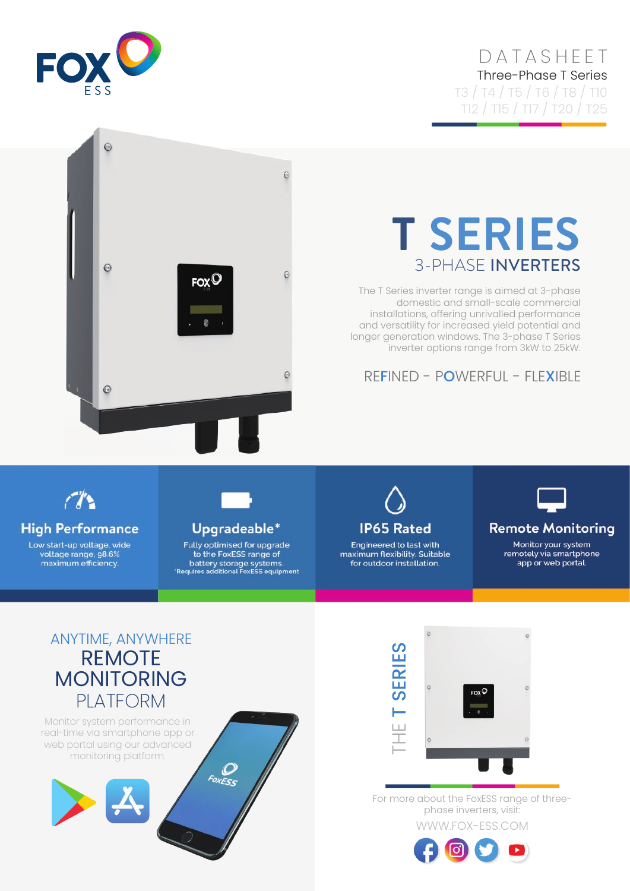# DATASHEET

Three-Phase T Series

T3 / T4 / T5 / T6 / T8 / T10
T12 / T15 / T17 / T20 / T25

# T SERIES

## 3-PHASE INVERTERS

The T Series inverter range is aimed at 3-phase domestic and small-scale commercial installations, offering unrivalled performance and versatility for increased yield potential and longer generation windows. The 3-phase T Series inverter options range from 3kW to 25kW.

REFINED – POWERFUL – FLEXIBLE

### High Performance

Low start-up voltage, wide voltage range, 98.6% maximum efficiency.

### Upgradeable*

Fully optimised for upgrade to the FoxESS range of battery storage systems.
*Requires additional FoxESS equipment

### IP65 Rated

Engineered to last with maximum flexibility. Suitable for outdoor installation.

### Remote Monitoring

Monitor your system remotely via smartphone app or web portal.

ANYTIME, ANYWHERE

## REMOTE MONITORING PLATFORM

Monitor system performance in real-time via smartphone app or web portal using our advanced monitoring platform.

THE T SERIES

For more about the FoxESS range of three-phase inverters, visit:

WWW.FOX-ESS.COM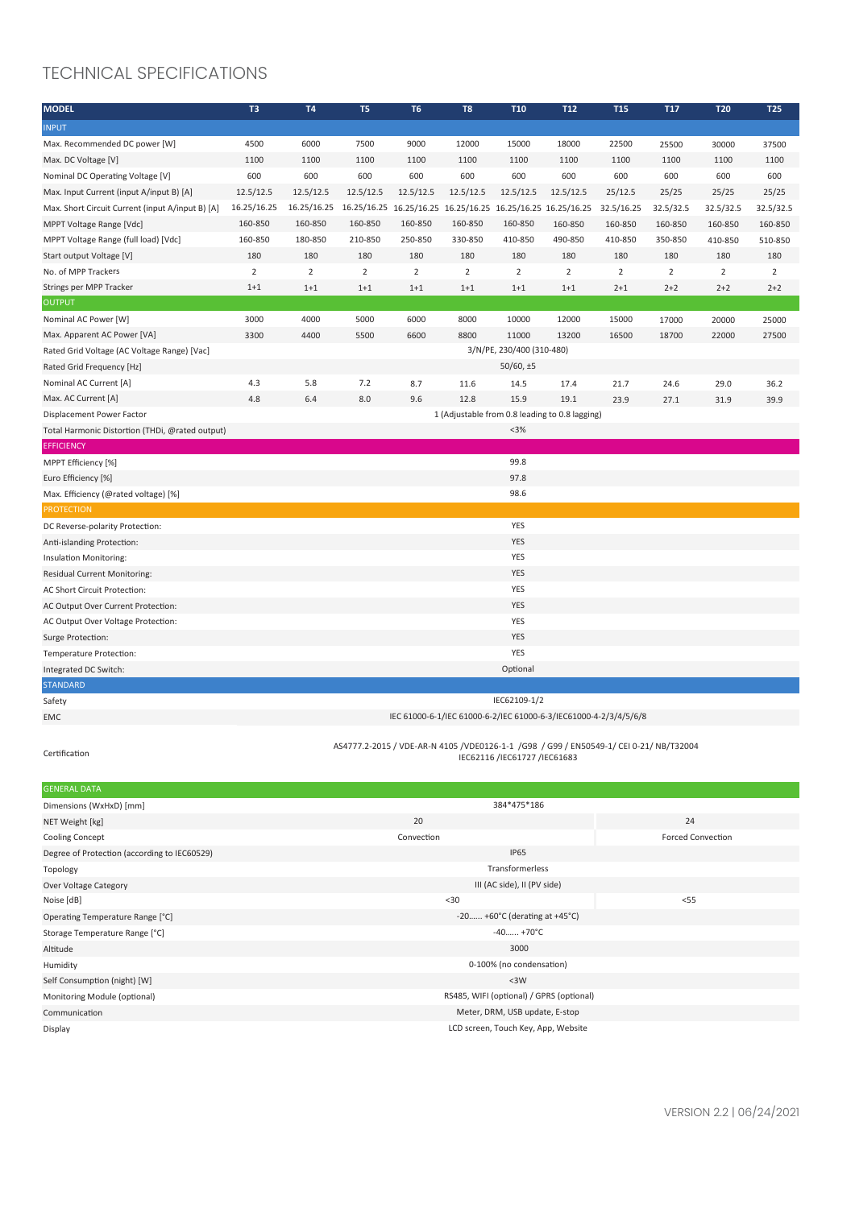# TECHNICAL SPECIFICATIONS

| MODEL | T3 | T4 | T5 | T6 | T8 | T10 | T12 | T15 | T17 | T20 | T25 |
|---|---|---|---|---|---|---|---|---|---|---|---|
| **INPUT** | | | | | | | | | | | |
| Max. Recommended DC power [W] | 4500 | 6000 | 7500 | 9000 | 12000 | 15000 | 18000 | 22500 | 25500 | 30000 | 37500 |
| Max. DC Voltage [V] | 1100 | 1100 | 1100 | 1100 | 1100 | 1100 | 1100 | 1100 | 1100 | 1100 | 1100 |
| Nominal DC Operating Voltage [V] | 600 | 600 | 600 | 600 | 600 | 600 | 600 | 600 | 600 | 600 | 600 |
| Max. Input Current (input A/input B) [A] | 12.5/12.5 | 12.5/12.5 | 12.5/12.5 | 12.5/12.5 | 12.5/12.5 | 12.5/12.5 | 12.5/12.5 | 25/12.5 | 25/25 | 25/25 | 25/25 |
| Max. Short Circuit Current (input A/input B) [A] | 16.25/16.25 | 16.25/16.25 | 16.25/16.25 | 16.25/16.25 | 16.25/16.25 | 16.25/16.25 | 16.25/16.25 | 32.5/16.25 | 32.5/32.5 | 32.5/32.5 | 32.5/32.5 |
| MPPT Voltage Range [Vdc] | 160-850 | 160-850 | 160-850 | 160-850 | 160-850 | 160-850 | 160-850 | 160-850 | 160-850 | 160-850 | 160-850 |
| MPPT Voltage Range (full load) [Vdc] | 160-850 | 180-850 | 210-850 | 250-850 | 330-850 | 410-850 | 490-850 | 410-850 | 350-850 | 410-850 | 510-850 |
| Start output Voltage [V] | 180 | 180 | 180 | 180 | 180 | 180 | 180 | 180 | 180 | 180 | 180 |
| No. of MPP Trackers | 2 | 2 | 2 | 2 | 2 | 2 | 2 | 2 | 2 | 2 | 2 |
| Strings per MPP Tracker | 1+1 | 1+1 | 1+1 | 1+1 | 1+1 | 1+1 | 1+1 | 2+1 | 2+2 | 2+2 | 2+2 |
| **OUTPUT** | | | | | | | | | | | |
| Nominal AC Power [W] | 3000 | 4000 | 5000 | 6000 | 8000 | 10000 | 12000 | 15000 | 17000 | 20000 | 25000 |
| Max. Apparent AC Power [VA] | 3300 | 4400 | 5500 | 6600 | 8800 | 11000 | 13200 | 16500 | 18700 | 22000 | 27500 |
| Rated Grid Voltage (AC Voltage Range) [Vac] | 3/N/PE, 230/400 (310-480) | | | | | | | | | | |
| Rated Grid Frequency [Hz] | 50/60, ±5 | | | | | | | | | | |
| Nominal AC Current [A] | 4.3 | 5.8 | 7.2 | 8.7 | 11.6 | 14.5 | 17.4 | 21.7 | 24.6 | 29.0 | 36.2 |
| Max. AC Current [A] | 4.8 | 6.4 | 8.0 | 9.6 | 12.8 | 15.9 | 19.1 | 23.9 | 27.1 | 31.9 | 39.9 |
| Displacement Power Factor | 1 (Adjustable from 0.8 leading to 0.8 lagging) | | | | | | | | | | |
| Total Harmonic Distortion (THDi, @rated output) | <3% | | | | | | | | | | |
| **EFFICIENCY** | | | | | | | | | | | |
| MPPT Efficiency [%] | 99.8 | | | | | | | | | | |
| Euro Efficiency [%] | 97.8 | | | | | | | | | | |
| Max. Efficiency (@rated voltage) [%] | 98.6 | | | | | | | | | | |
| **PROTECTION** | | | | | | | | | | | |
| DC Reverse-polarity Protection: | YES | | | | | | | | | | |
| Anti-islanding Protection: | YES | | | | | | | | | | |
| Insulation Monitoring: | YES | | | | | | | | | | |
| Residual Current Monitoring: | YES | | | | | | | | | | |
| AC Short Circuit Protection: | YES | | | | | | | | | | |
| AC Output Over Current Protection: | YES | | | | | | | | | | |
| AC Output Over Voltage Protection: | YES | | | | | | | | | | |
| Surge Protection: | YES | | | | | | | | | | |
| Temperature Protection: | YES | | | | | | | | | | |
| Integrated DC Switch: | Optional | | | | | | | | | | |
| **STANDARD** | | | | | | | | | | | |
| Safety | IEC62109-1/2 | | | | | | | | | | |
| EMC | IEC 61000-6-1/IEC 61000-6-2/IEC 61000-6-3/IEC61000-4-2/3/4/5/6/8 | | | | | | | | | | |
| Certification | AS4777.2-2015 / VDE-AR-N 4105 /VDE0126-1-1 /G98 / G99 / EN50549-1/ CEI 0-21/ NB/T32004 IEC62116 /IEC61727 /IEC61683 | | | | | | | | | | |

| GENERAL DATA | T3 – T12 | T15 – T25 |
|---|---|---|
| Dimensions (WxHxD) [mm] | 384*475*186 | |
| NET Weight [kg] | 20 | 24 |
| Cooling Concept | Convection | Forced Convection |
| Degree of Protection (according to IEC60529) | IP65 | |
| Topology | Transformerless | |
| Over Voltage Category | III (AC side), II (PV side) | |
| Noise [dB] | <30 | <55 |
| Operating Temperature Range [°C] | -20...... +60°C (derating at +45°C) | |
| Storage Temperature Range [°C] | -40...... +70°C | |
| Altitude | 3000 | |
| Humidity | 0-100% (no condensation) | |
| Self Consumption (night) [W] | <3W | |
| Monitoring Module (optional) | RS485, WIFI (optional) / GPRS (optional) | |
| Communication | Meter, DRM, USB update, E-stop | |
| Display | LCD screen, Touch Key, App, Website | |

VERSION 2.2 | 06/24/2021